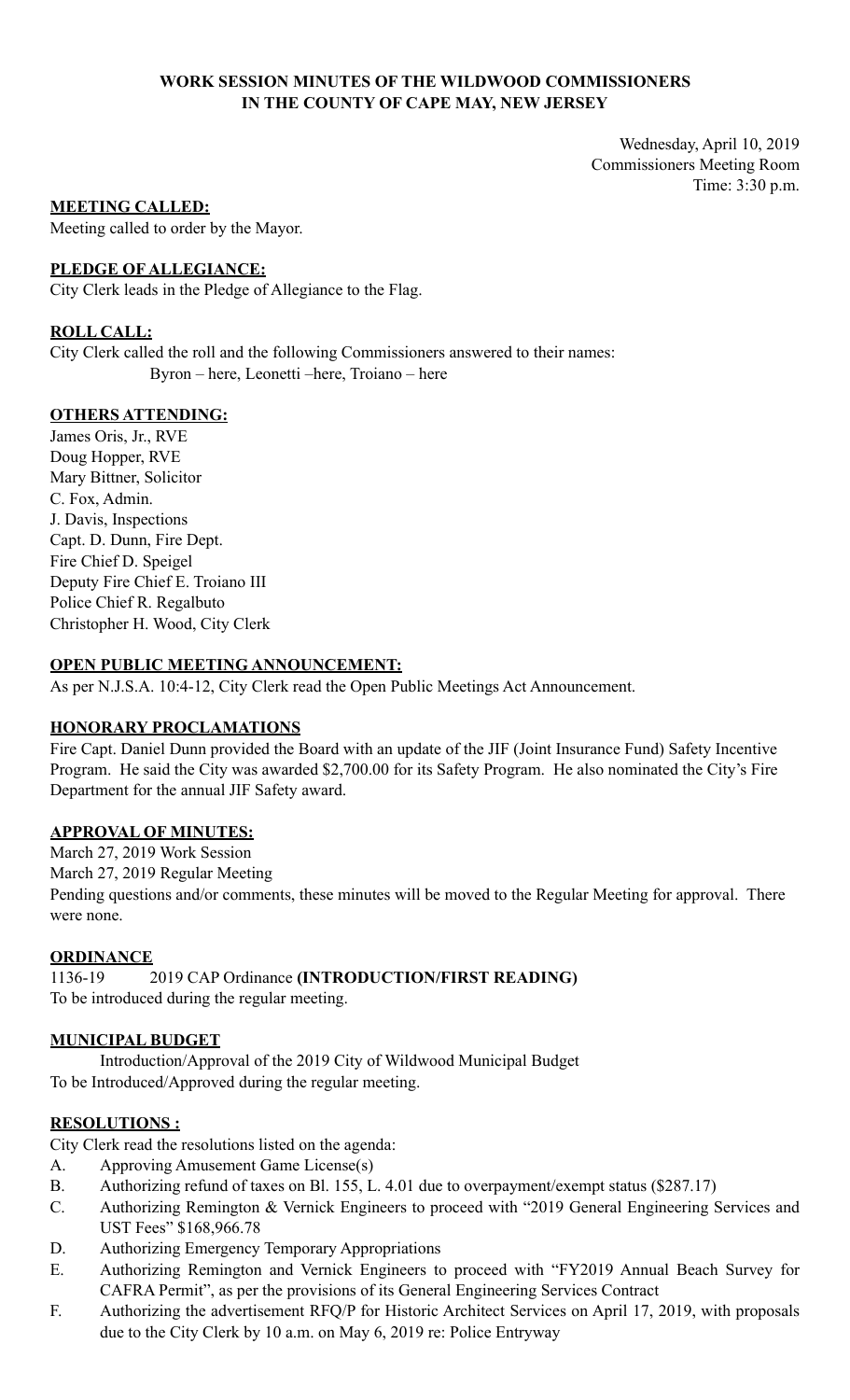# WORK SESSION MINUTES OF THE WILDWOOD COMMISSIONERS IN THE COUNTY OF CAPE MAY, NEW JERSEY

Wednesday, April 10, 2019
Commissioners Meeting Room
Time: 3:30 p.m.

## MEETING CALLED:

Meeting called to order by the Mayor.

## PLEDGE OF ALLEGIANCE:

City Clerk leads in the Pledge of Allegiance to the Flag.

## ROLL CALL:

City Clerk called the roll and the following Commissioners answered to their names:
Byron – here, Leonetti –here, Troiano – here

## OTHERS ATTENDING:

James Oris, Jr., RVE
Doug Hopper, RVE
Mary Bittner, Solicitor
C. Fox, Admin.
J. Davis, Inspections
Capt. D. Dunn, Fire Dept.
Fire Chief D. Speigel
Deputy Fire Chief E. Troiano III
Police Chief R. Regalbuto
Christopher H. Wood, City Clerk

## OPEN PUBLIC MEETING ANNOUNCEMENT:

As per N.J.S.A. 10:4-12, City Clerk read the Open Public Meetings Act Announcement.

## HONORARY PROCLAMATIONS

Fire Capt. Daniel Dunn provided the Board with an update of the JIF (Joint Insurance Fund) Safety Incentive Program. He said the City was awarded $2,700.00 for its Safety Program. He also nominated the City's Fire Department for the annual JIF Safety award.

## APPROVAL OF MINUTES:

March 27, 2019 Work Session
March 27, 2019 Regular Meeting
Pending questions and/or comments, these minutes will be moved to the Regular Meeting for approval. There were none.

## ORDINANCE

1136-19 2019 CAP Ordinance **(INTRODUCTION/FIRST READING)**
To be introduced during the regular meeting.

## MUNICIPAL BUDGET

Introduction/Approval of the 2019 City of Wildwood Municipal Budget
To be Introduced/Approved during the regular meeting.

## RESOLUTIONS :

City Clerk read the resolutions listed on the agenda:

A. Approving Amusement Game License(s)
B. Authorizing refund of taxes on Bl. 155, L. 4.01 due to overpayment/exempt status ($287.17)
C. Authorizing Remington & Vernick Engineers to proceed with "2019 General Engineering Services and UST Fees" $168,966.78
D. Authorizing Emergency Temporary Appropriations
E. Authorizing Remington and Vernick Engineers to proceed with "FY2019 Annual Beach Survey for CAFRA Permit", as per the provisions of its General Engineering Services Contract
F. Authorizing the advertisement RFQ/P for Historic Architect Services on April 17, 2019, with proposals due to the City Clerk by 10 a.m. on May 6, 2019 re: Police Entryway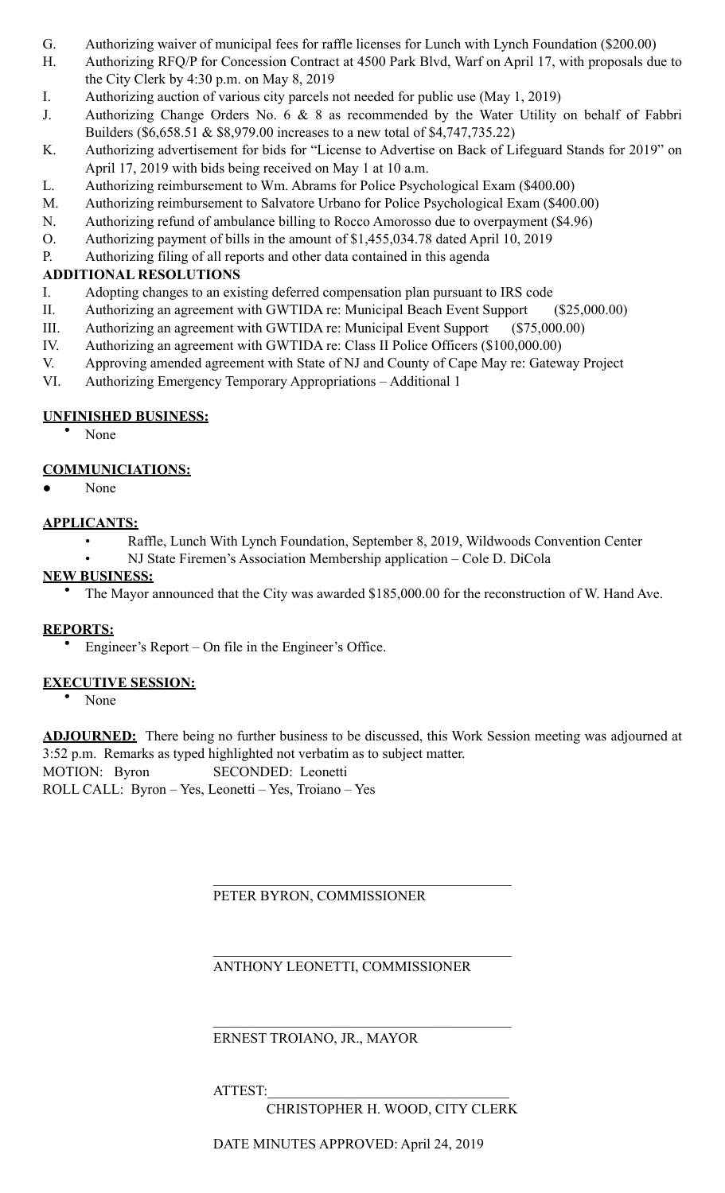G. Authorizing waiver of municipal fees for raffle licenses for Lunch with Lynch Foundation ($200.00)
H. Authorizing RFQ/P for Concession Contract at 4500 Park Blvd, Warf on April 17, with proposals due to the City Clerk by 4:30 p.m. on May 8, 2019
I. Authorizing auction of various city parcels not needed for public use (May 1, 2019)
J. Authorizing Change Orders No. 6 & 8 as recommended by the Water Utility on behalf of Fabbri Builders ($6,658.51 & $8,979.00 increases to a new total of $4,747,735.22)
K. Authorizing advertisement for bids for "License to Advertise on Back of Lifeguard Stands for 2019" on April 17, 2019 with bids being received on May 1 at 10 a.m.
L. Authorizing reimbursement to Wm. Abrams for Police Psychological Exam ($400.00)
M. Authorizing reimbursement to Salvatore Urbano for Police Psychological Exam ($400.00)
N. Authorizing refund of ambulance billing to Rocco Amorosso due to overpayment ($4.96)
O. Authorizing payment of bills in the amount of $1,455,034.78 dated April 10, 2019
P. Authorizing filing of all reports and other data contained in this agenda

**ADDITIONAL RESOLUTIONS**

I. Adopting changes to an existing deferred compensation plan pursuant to IRS code
II. Authorizing an agreement with GWTIDA re: Municipal Beach Event Support ($25,000.00)
III. Authorizing an agreement with GWTIDA re: Municipal Event Support ($75,000.00)
IV. Authorizing an agreement with GWTIDA re: Class II Police Officers ($100,000.00)
V. Approving amended agreement with State of NJ and County of Cape May re: Gateway Project
VI. Authorizing Emergency Temporary Appropriations – Additional 1

**UNFINISHED BUSINESS:**

- None

**COMMUNICIATIONS:**

- None

**APPLICANTS:**

- Raffle, Lunch With Lynch Foundation, September 8, 2019, Wildwoods Convention Center
- NJ State Firemen's Association Membership application – Cole D. DiCola

**NEW BUSINESS:**

- The Mayor announced that the City was awarded $185,000.00 for the reconstruction of W. Hand Ave.

**REPORTS:**

- Engineer's Report – On file in the Engineer's Office.

**EXECUTIVE SESSION:**

- None

**ADJOURNED:** There being no further business to be discussed, this Work Session meeting was adjourned at 3:52 p.m. Remarks as typed highlighted not verbatim as to subject matter.

MOTION: Byron SECONDED: Leonetti

ROLL CALL: Byron – Yes, Leonetti – Yes, Troiano – Yes

\_\_\_\_\_\_\_\_\_\_\_\_\_\_\_\_\_\_\_\_\_\_\_\_\_\_\_\_\_\_\_\_\_\_\_\_\_\_\_\_

PETER BYRON, COMMISSIONER

\_\_\_\_\_\_\_\_\_\_\_\_\_\_\_\_\_\_\_\_\_\_\_\_\_\_\_\_\_\_\_\_\_\_\_\_\_\_\_\_

ANTHONY LEONETTI, COMMISSIONER

\_\_\_\_\_\_\_\_\_\_\_\_\_\_\_\_\_\_\_\_\_\_\_\_\_\_\_\_\_\_\_\_\_\_\_\_\_\_\_\_

ERNEST TROIANO, JR., MAYOR

ATTEST:\_\_\_\_\_\_\_\_\_\_\_\_\_\_\_\_\_\_\_\_\_\_\_\_\_\_\_\_\_\_\_\_\_\_

CHRISTOPHER H. WOOD, CITY CLERK

DATE MINUTES APPROVED: April 24, 2019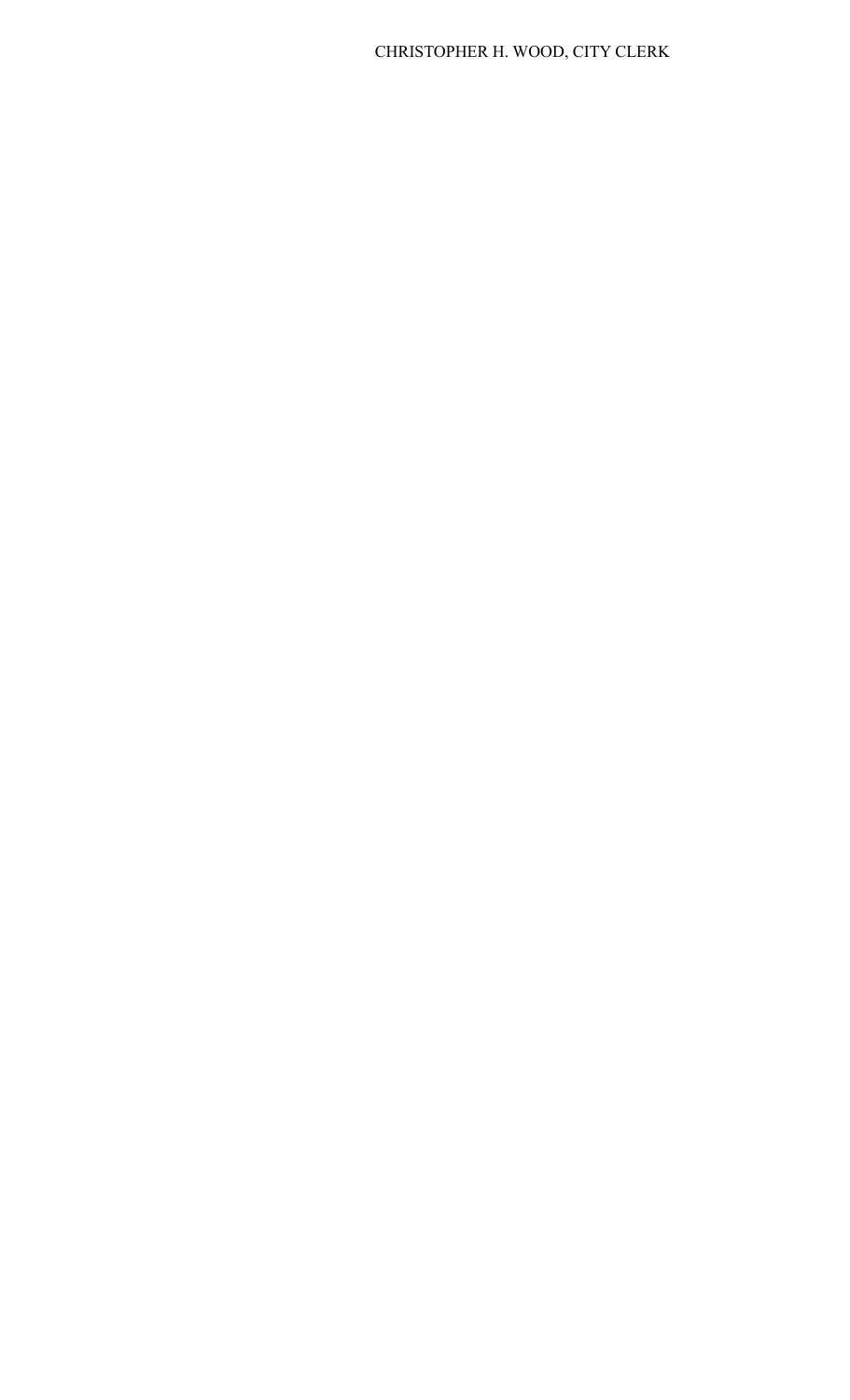CHRISTOPHER H. WOOD, CITY CLERK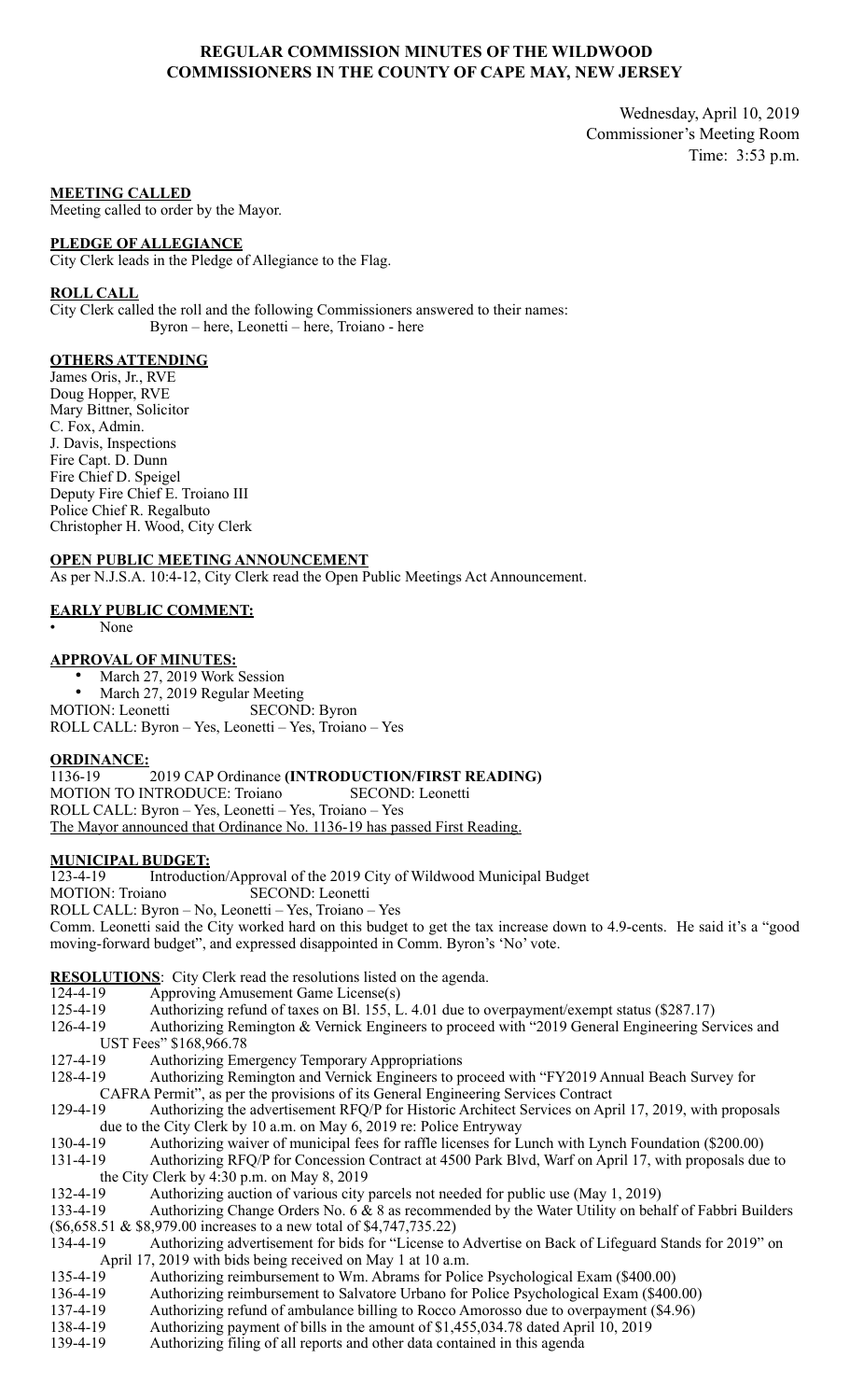# REGULAR COMMISSION MINUTES OF THE WILDWOOD COMMISSIONERS IN THE COUNTY OF CAPE MAY, NEW JERSEY

Wednesday, April 10, 2019
Commissioner's Meeting Room
Time: 3:53 p.m.

**MEETING CALLED**

Meeting called to order by the Mayor.

**PLEDGE OF ALLEGIANCE**

City Clerk leads in the Pledge of Allegiance to the Flag.

**ROLL CALL**

City Clerk called the roll and the following Commissioners answered to their names:
Byron – here, Leonetti – here, Troiano - here

**OTHERS ATTENDING**

James Oris, Jr., RVE
Doug Hopper, RVE
Mary Bittner, Solicitor
C. Fox, Admin.
J. Davis, Inspections
Fire Capt. D. Dunn
Fire Chief D. Speigel
Deputy Fire Chief E. Troiano III
Police Chief R. Regalbuto
Christopher H. Wood, City Clerk

**OPEN PUBLIC MEETING ANNOUNCEMENT**

As per N.J.S.A. 10:4-12, City Clerk read the Open Public Meetings Act Announcement.

**EARLY PUBLIC COMMENT:**

- None

**APPROVAL OF MINUTES:**

- March 27, 2019 Work Session
- March 27, 2019 Regular Meeting

MOTION: Leonetti SECOND: Byron
ROLL CALL: Byron – Yes, Leonetti – Yes, Troiano – Yes

**ORDINANCE:**

1136-19 2019 CAP Ordinance **(INTRODUCTION/FIRST READING)**
MOTION TO INTRODUCE: Troiano SECOND: Leonetti
ROLL CALL: Byron – Yes, Leonetti – Yes, Troiano – Yes
The Mayor announced that Ordinance No. 1136-19 has passed First Reading.

**MUNICIPAL BUDGET:**

123-4-19 Introduction/Approval of the 2019 City of Wildwood Municipal Budget
MOTION: Troiano SECOND: Leonetti
ROLL CALL: Byron – No, Leonetti – Yes, Troiano – Yes
Comm. Leonetti said the City worked hard on this budget to get the tax increase down to 4.9-cents. He said it's a "good moving-forward budget", and expressed disappointed in Comm. Byron's 'No' vote.

**RESOLUTIONS**: City Clerk read the resolutions listed on the agenda.

124-4-19 Approving Amusement Game License(s)
125-4-19 Authorizing refund of taxes on Bl. 155, L. 4.01 due to overpayment/exempt status ($287.17)
126-4-19 Authorizing Remington & Vernick Engineers to proceed with "2019 General Engineering Services and UST Fees" $168,966.78
127-4-19 Authorizing Emergency Temporary Appropriations
128-4-19 Authorizing Remington and Vernick Engineers to proceed with "FY2019 Annual Beach Survey for CAFRA Permit", as per the provisions of its General Engineering Services Contract
129-4-19 Authorizing the advertisement RFQ/P for Historic Architect Services on April 17, 2019, with proposals due to the City Clerk by 10 a.m. on May 6, 2019 re: Police Entryway
130-4-19 Authorizing waiver of municipal fees for raffle licenses for Lunch with Lynch Foundation ($200.00)
131-4-19 Authorizing RFQ/P for Concession Contract at 4500 Park Blvd, Warf on April 17, with proposals due to the City Clerk by 4:30 p.m. on May 8, 2019
132-4-19 Authorizing auction of various city parcels not needed for public use (May 1, 2019)
133-4-19 Authorizing Change Orders No. 6 & 8 as recommended by the Water Utility on behalf of Fabbri Builders ($6,658.51 & $8,979.00 increases to a new total of $4,747,735.22)
134-4-19 Authorizing advertisement for bids for "License to Advertise on Back of Lifeguard Stands for 2019" on April 17, 2019 with bids being received on May 1 at 10 a.m.
135-4-19 Authorizing reimbursement to Wm. Abrams for Police Psychological Exam ($400.00)
136-4-19 Authorizing reimbursement to Salvatore Urbano for Police Psychological Exam ($400.00)
137-4-19 Authorizing refund of ambulance billing to Rocco Amorosso due to overpayment ($4.96)
138-4-19 Authorizing payment of bills in the amount of $1,455,034.78 dated April 10, 2019
139-4-19 Authorizing filing of all reports and other data contained in this agenda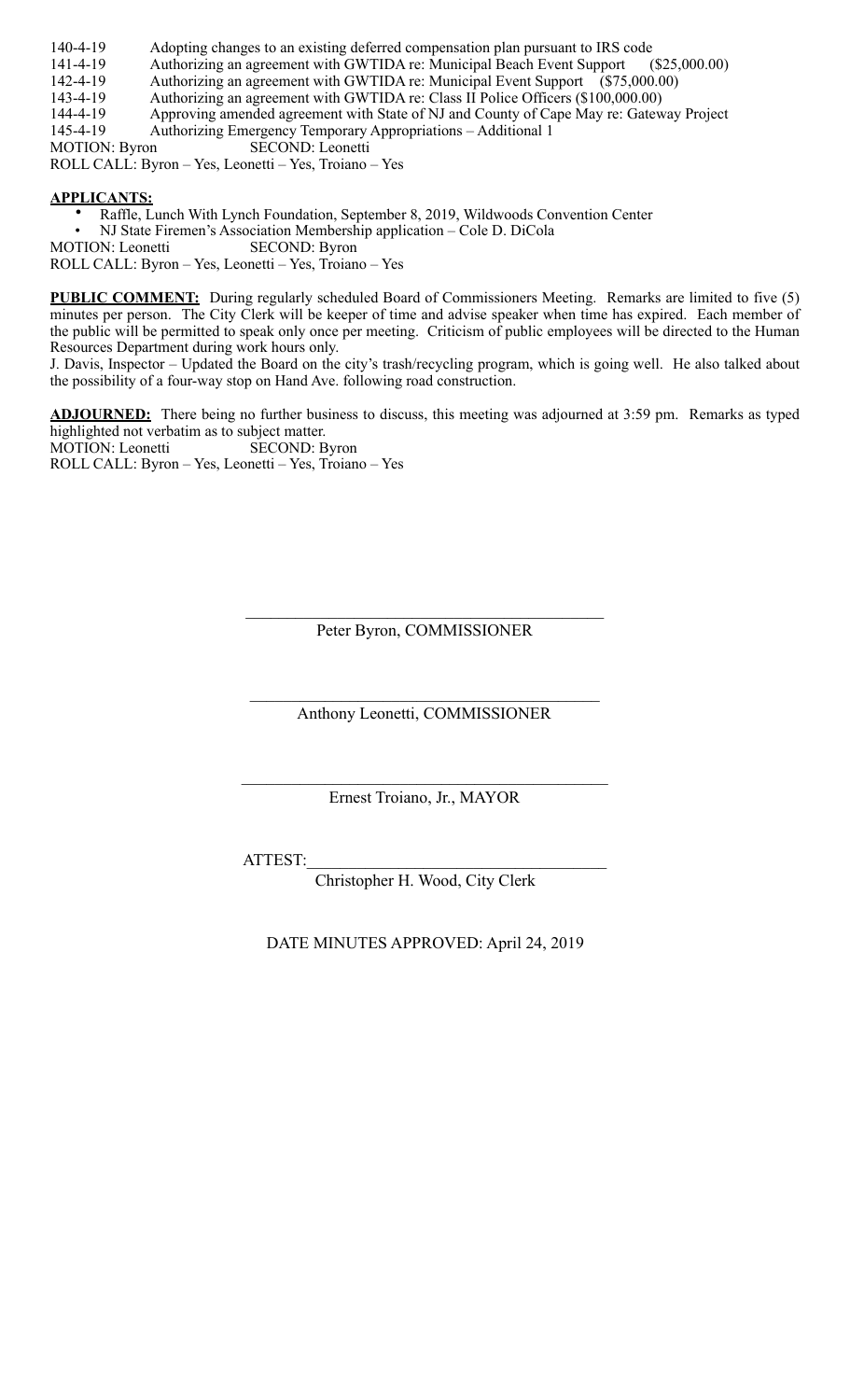140-4-19 Adopting changes to an existing deferred compensation plan pursuant to IRS code
141-4-19 Authorizing an agreement with GWTIDA re: Municipal Beach Event Support ($25,000.00)
142-4-19 Authorizing an agreement with GWTIDA re: Municipal Event Support ($75,000.00)
143-4-19 Authorizing an agreement with GWTIDA re: Class II Police Officers ($100,000.00)
144-4-19 Approving amended agreement with State of NJ and County of Cape May re: Gateway Project
145-4-19 Authorizing Emergency Temporary Appropriations – Additional 1

MOTION: Byron SECOND: Leonetti
ROLL CALL: Byron – Yes, Leonetti – Yes, Troiano – Yes

**APPLICANTS:**

- Raffle, Lunch With Lynch Foundation, September 8, 2019, Wildwoods Convention Center
- NJ State Firemen's Association Membership application – Cole D. DiCola

MOTION: Leonetti SECOND: Byron
ROLL CALL: Byron – Yes, Leonetti – Yes, Troiano – Yes

**PUBLIC COMMENT:** During regularly scheduled Board of Commissioners Meeting. Remarks are limited to five (5) minutes per person. The City Clerk will be keeper of time and advise speaker when time has expired. Each member of the public will be permitted to speak only once per meeting. Criticism of public employees will be directed to the Human Resources Department during work hours only.

J. Davis, Inspector – Updated the Board on the city's trash/recycling program, which is going well. He also talked about the possibility of a four-way stop on Hand Ave. following road construction.

**ADJOURNED:** There being no further business to discuss, this meeting was adjourned at 3:59 pm. Remarks as typed highlighted not verbatim as to subject matter.

MOTION: Leonetti SECOND: Byron
ROLL CALL: Byron – Yes, Leonetti – Yes, Troiano – Yes

\_\_\_\_\_\_\_\_\_\_\_\_\_\_\_\_\_\_\_\_\_\_\_\_\_\_\_\_\_\_\_\_\_\_\_\_\_\_\_\_\_\_
Peter Byron, COMMISSIONER

\_\_\_\_\_\_\_\_\_\_\_\_\_\_\_\_\_\_\_\_\_\_\_\_\_\_\_\_\_\_\_\_\_\_\_\_\_\_\_\_\_\_
Anthony Leonetti, COMMISSIONER

\_\_\_\_\_\_\_\_\_\_\_\_\_\_\_\_\_\_\_\_\_\_\_\_\_\_\_\_\_\_\_\_\_\_\_\_\_\_\_\_\_\_
Ernest Troiano, Jr., MAYOR

ATTEST:\_\_\_\_\_\_\_\_\_\_\_\_\_\_\_\_\_\_\_\_\_\_\_\_\_\_\_\_\_\_\_\_\_\_\_\_
Christopher H. Wood, City Clerk

DATE MINUTES APPROVED: April 24, 2019